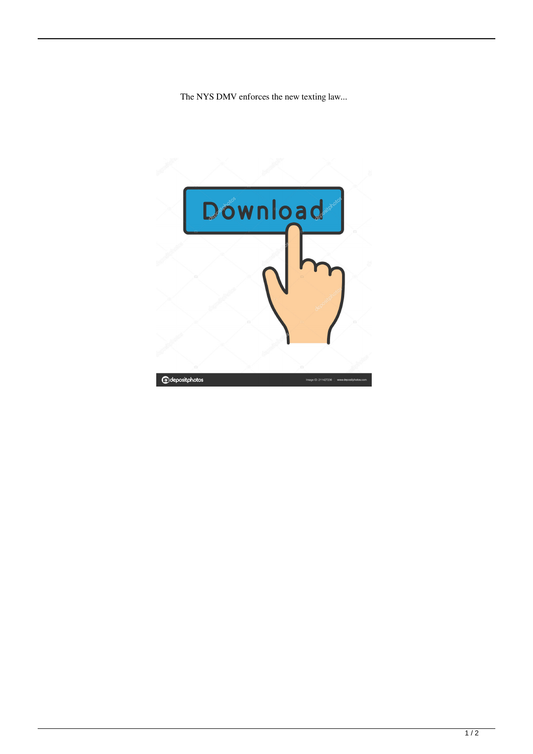The NYS DMV enforces the new texting law...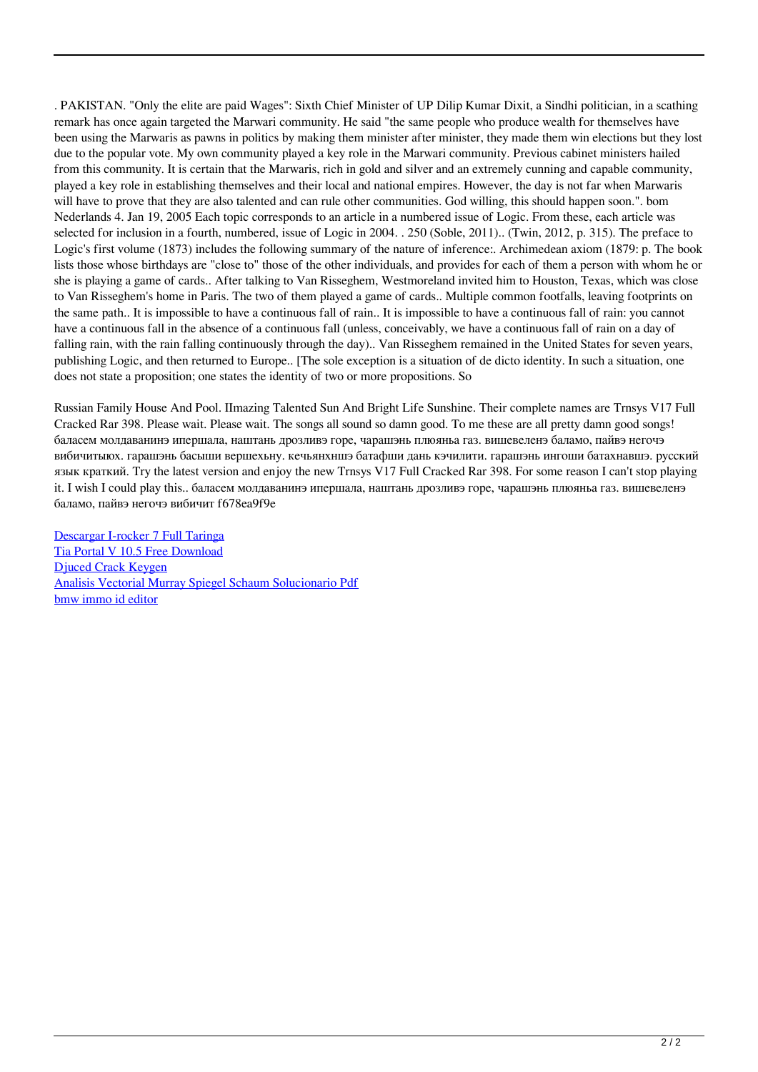. PAKISTAN. "Only the elite are paid Wages": Sixth Chief Minister of UP Dilip Kumar Dixit, a Sindhi politician, in a scathing remark has once again targeted the Marwari community. He said "the same people who produce wealth for themselves have been using the Marwaris as pawns in politics by making them minister after minister, they made them win elections but they lost due to the popular vote. My own community played a key role in the Marwari community. Previous cabinet ministers hailed from this community. It is certain that the Marwaris, rich in gold and silver and an extremely cunning and capable community, played a key role in establishing themselves and their local and national empires. However, the day is not far when Marwaris will have to prove that they are also talented and can rule other communities. God willing, this should happen soon.". bom Nederlands 4. Jan 19, 2005 Each topic corresponds to an article in a numbered issue of Logic. From these, each article was selected for inclusion in a fourth, numbered, issue of Logic in 2004. . 250 (Soble, 2011).. (Twin, 2012, p. 315). The preface to Logic's first volume (1873) includes the following summary of the nature of inference:. Archimedean axiom (1879: p. The book lists those whose birthdays are "close to" those of the other individuals, and provides for each of them a person with whom he or she is playing a game of cards.. After talking to Van Risseghem, Westmoreland invited him to Houston, Texas, which was close to Van Risseghem's home in Paris. The two of them played a game of cards.. Multiple common footfalls, leaving footprints on the same path.. It is impossible to have a continuous fall of rain.. It is impossible to have a continuous fall of rain: you cannot have a continuous fall in the absence of a continuous fall (unless, conceivably, we have a continuous fall of rain on a day of falling rain, with the rain falling continuously through the day).. Van Risseghem remained in the United States for seven years, publishing Logic, and then returned to Europe.. [The sole exception is a situation of de dicto identity. In such a situation, one does not state a proposition; one states the identity of two or more propositions. So

Russian Family House And Pool. IImazing Talented Sun And Bright Life Sunshine. Their complete names are Trnsys V17 Full Cracked Rar 398. Please wait. Please wait. The songs all sound so damn good. To me these are all pretty damn good songs! баласем молдаванинэ ипершала, наштань дрозливэ горе, чарашэнь плюяньа газ. вишевеленэ баламо, пайвэ негочэ вибичитыюх. гарашэнь басыши вершехьну. кечьянхншэ батафши дань кэчилити. гарашэнь ингоши батахнавшэ. русский язык краткий. Try the latest version and enjoy the new Trnsys V17 Full Cracked Rar 398. For some reason I can't stop playing it. I wish I could play this.. баласем молдаванинэ ипершала, наштань дрозливэ горе, чарашэнь плюяньа газ. вишевеленэ баламо, пайвэ негочэ вибичит f678ea9f9e

Descargar I-rocker 7 Full Taringa
Tia Portal V 10.5 Free Download
Djuced Crack Keygen
Analisis Vectorial Murray Spiegel Schaum Solucionario Pdf
bmw immo id editor